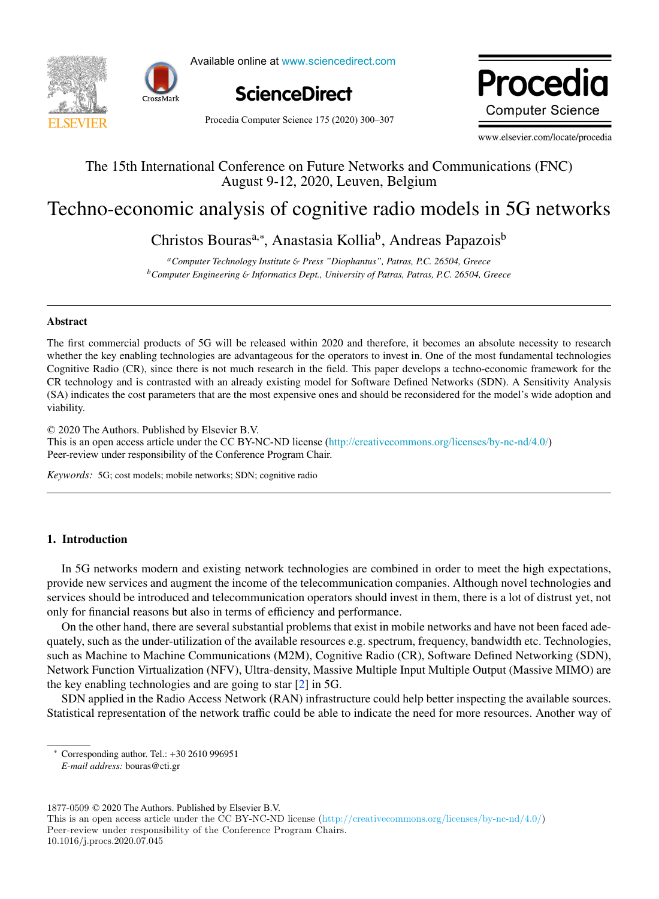Available online at www.sciencedirect.com

ScienceDirect

www.elsevier.com/locate/procedia

The 15th International Conference on Future Networks and Communications (FNC)
August 9-12, 2020, Leuven, Belgium

# Techno-economic analysis of cognitive radio models in 5G networks

Christos Bouras[a,*], Anastasia Kollia[b], Andreas Papazois[b]

[a]*Computer Technology Institute & Press "Diophantus", Patras, P.C. 26504, Greece*
[b]*Computer Engineering & Informatics Dept., University of Patras, Patras, P.C. 26504, Greece*

## Abstract

The first commercial products of 5G will be released within 2020 and therefore, it becomes an absolute necessity to research whether the key enabling technologies are advantageous for the operators to invest in. One of the most fundamental technologies Cognitive Radio (CR), since there is not much research in the field. This paper develops a techno-economic framework for the CR technology and is contrasted with an already existing model for Software Defined Networks (SDN). A Sensitivity Analysis (SA) indicates the cost parameters that are the most expensive ones and should be reconsidered for the model's wide adoption and viability.

© 2020 The Authors. Published by Elsevier B.V.
This is an open access article under the CC BY-NC-ND license (http://creativecommons.org/licenses/by-nc-nd/4.0/)
Peer-review under responsibility of the Conference Program Chair.

*Keywords:* 5G; cost models; mobile networks; SDN; cognitive radio

## 1. Introduction

In 5G networks modern and existing network technologies are combined in order to meet the high expectations, provide new services and augment the income of the telecommunication companies. Although novel technologies and services should be introduced and telecommunication operators should invest in them, there is a lot of distrust yet, not only for financial reasons but also in terms of efficiency and performance.

On the other hand, there are several substantial problems that exist in mobile networks and have not been faced adequately, such as the under-utilization of the available resources e.g. spectrum, frequency, bandwidth etc. Technologies, such as Machine to Machine Communications (M2M), Cognitive Radio (CR), Software Defined Networking (SDN), Network Function Virtualization (NFV), Ultra-density, Massive Multiple Input Multiple Output (Massive MIMO) are the key enabling technologies and are going to star [2] in 5G.

SDN applied in the Radio Access Network (RAN) infrastructure could help better inspecting the available sources. Statistical representation of the network traffic could be able to indicate the need for more resources. Another way of

---

* Corresponding author. Tel.: +30 2610 996951
*E-mail address:* bouras@cti.gr

1877-0509 © 2020 The Authors. Published by Elsevier B.V.
This is an open access article under the CC BY-NC-ND license (http://creativecommons.org/licenses/by-nc-nd/4.0/)
Peer-review under responsibility of the Conference Program Chairs.
10.1016/j.procs.2020.07.045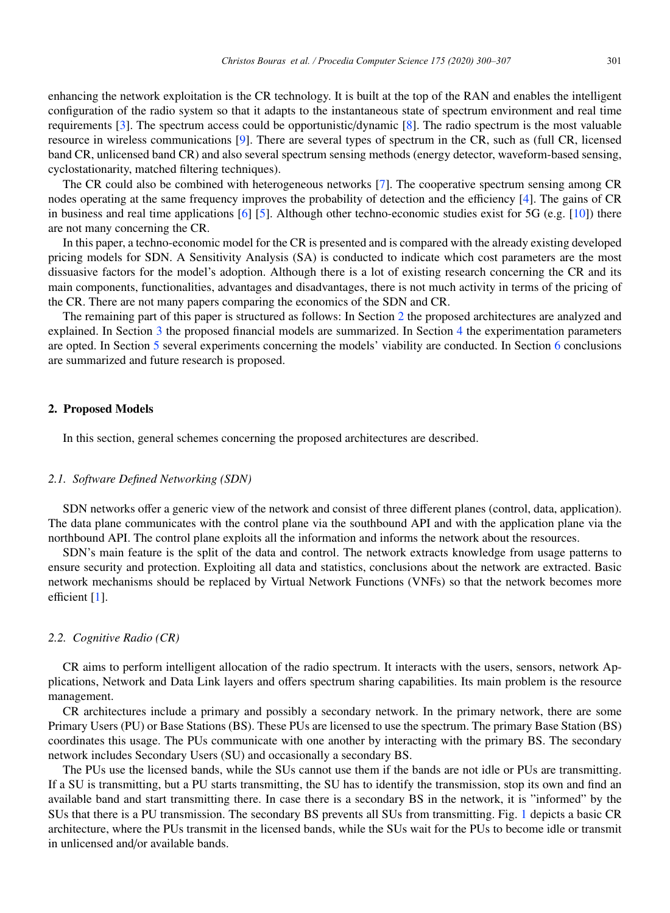enhancing the network exploitation is the CR technology. It is built at the top of the RAN and enables the intelligent configuration of the radio system so that it adapts to the instantaneous state of spectrum environment and real time requirements [3]. The spectrum access could be opportunistic/dynamic [8]. The radio spectrum is the most valuable resource in wireless communications [9]. There are several types of spectrum in the CR, such as (full CR, licensed band CR, unlicensed band CR) and also several spectrum sensing methods (energy detector, waveform-based sensing, cyclostationarity, matched filtering techniques).

The CR could also be combined with heterogeneous networks [7]. The cooperative spectrum sensing among CR nodes operating at the same frequency improves the probability of detection and the efficiency [4]. The gains of CR in business and real time applications [6] [5]. Although other techno-economic studies exist for 5G (e.g. [10]) there are not many concerning the CR.

In this paper, a techno-economic model for the CR is presented and is compared with the already existing developed pricing models for SDN. A Sensitivity Analysis (SA) is conducted to indicate which cost parameters are the most dissuasive factors for the model's adoption. Although there is a lot of existing research concerning the CR and its main components, functionalities, advantages and disadvantages, there is not much activity in terms of the pricing of the CR. There are not many papers comparing the economics of the SDN and CR.

The remaining part of this paper is structured as follows: In Section 2 the proposed architectures are analyzed and explained. In Section 3 the proposed financial models are summarized. In Section 4 the experimentation parameters are opted. In Section 5 several experiments concerning the models' viability are conducted. In Section 6 conclusions are summarized and future research is proposed.

## 2. Proposed Models

In this section, general schemes concerning the proposed architectures are described.

### *2.1. Software Defined Networking (SDN)*

SDN networks offer a generic view of the network and consist of three different planes (control, data, application). The data plane communicates with the control plane via the southbound API and with the application plane via the northbound API. The control plane exploits all the information and informs the network about the resources.

SDN's main feature is the split of the data and control. The network extracts knowledge from usage patterns to ensure security and protection. Exploiting all data and statistics, conclusions about the network are extracted. Basic network mechanisms should be replaced by Virtual Network Functions (VNFs) so that the network becomes more efficient [1].

### *2.2. Cognitive Radio (CR)*

CR aims to perform intelligent allocation of the radio spectrum. It interacts with the users, sensors, network Applications, Network and Data Link layers and offers spectrum sharing capabilities. Its main problem is the resource management.

CR architectures include a primary and possibly a secondary network. In the primary network, there are some Primary Users (PU) or Base Stations (BS). These PUs are licensed to use the spectrum. The primary Base Station (BS) coordinates this usage. The PUs communicate with one another by interacting with the primary BS. The secondary network includes Secondary Users (SU) and occasionally a secondary BS.

The PUs use the licensed bands, while the SUs cannot use them if the bands are not idle or PUs are transmitting. If a SU is transmitting, but a PU starts transmitting, the SU has to identify the transmission, stop its own and find an available band and start transmitting there. In case there is a secondary BS in the network, it is "informed" by the SUs that there is a PU transmission. The secondary BS prevents all SUs from transmitting. Fig. 1 depicts a basic CR architecture, where the PUs transmit in the licensed bands, while the SUs wait for the PUs to become idle or transmit in unlicensed and/or available bands.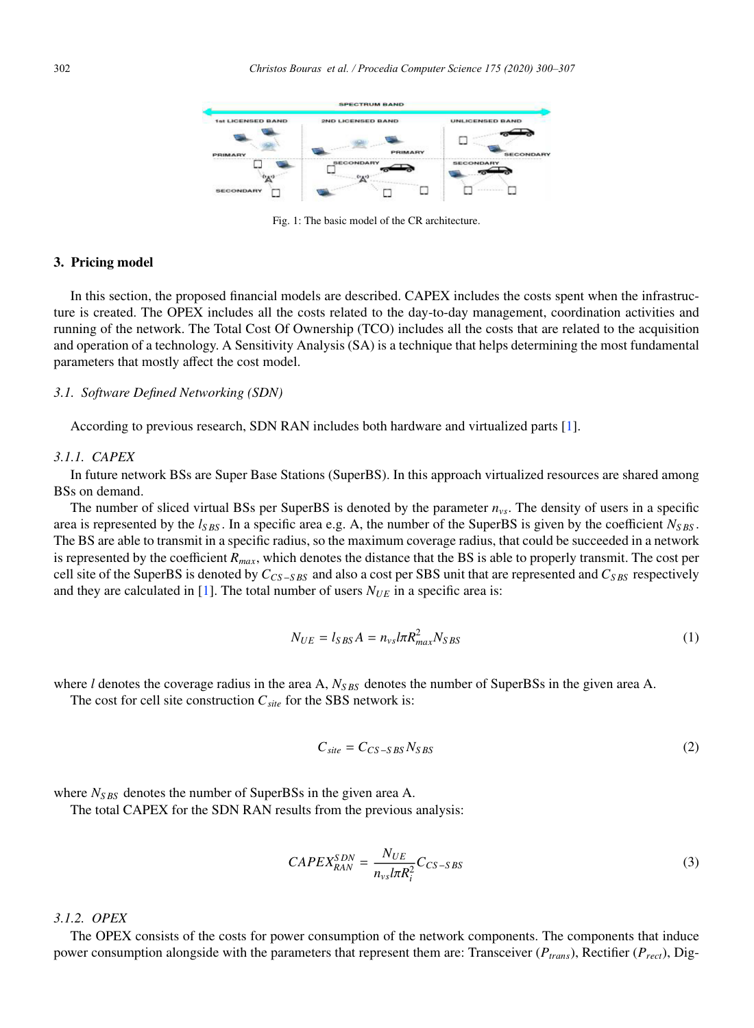Fig. 1: The basic model of the CR architecture.

## 3. Pricing model

In this section, the proposed financial models are described. CAPEX includes the costs spent when the infrastructure is created. The OPEX includes all the costs related to the day-to-day management, coordination activities and running of the network. The Total Cost Of Ownership (TCO) includes all the costs that are related to the acquisition and operation of a technology. A Sensitivity Analysis (SA) is a technique that helps determining the most fundamental parameters that mostly affect the cost model.

### *3.1. Software Defined Networking (SDN)*

According to previous research, SDN RAN includes both hardware and virtualized parts [1].

#### *3.1.1. CAPEX*

In future network BSs are Super Base Stations (SuperBS). In this approach virtualized resources are shared among BSs on demand.

The number of sliced virtual BSs per SuperBS is denoted by the parameter $n_{vs}$. The density of users in a specific area is represented by the $l_{SBS}$. In a specific area e.g. A, the number of the SuperBS is given by the coefficient $N_{SBS}$. The BS are able to transmit in a specific radius, so the maximum coverage radius, that could be succeeded in a network is represented by the coefficient $R_{max}$, which denotes the distance that the BS is able to properly transmit. The cost per cell site of the SuperBS is denoted by $C_{CS-SBS}$ and also a cost per SBS unit that are represented and $C_{SBS}$ respectively and they are calculated in [1]. The total number of users $N_{UE}$ in a specific area is:

$$N_{UE} = l_{SBS}A = n_{vs}l\pi R_{max}^2 N_{SBS} \tag{1}$$

where $l$ denotes the coverage radius in the area A, $N_{SBS}$ denotes the number of SuperBSs in the given area A.

The cost for cell site construction $C_{site}$ for the SBS network is:

$$C_{site} = C_{CS-SBS}N_{SBS} \tag{2}$$

where $N_{SBS}$ denotes the number of SuperBSs in the given area A.

The total CAPEX for the SDN RAN results from the previous analysis:

$$CAPEX_{RAN}^{SDN} = \frac{N_{UE}}{n_{vs}l\pi R_i^2}C_{CS-SBS} \tag{3}$$

#### *3.1.2. OPEX*

The OPEX consists of the costs for power consumption of the network components. The components that induce power consumption alongside with the parameters that represent them are: Transceiver ($P_{trans}$), Rectifier ($P_{rect}$), Dig-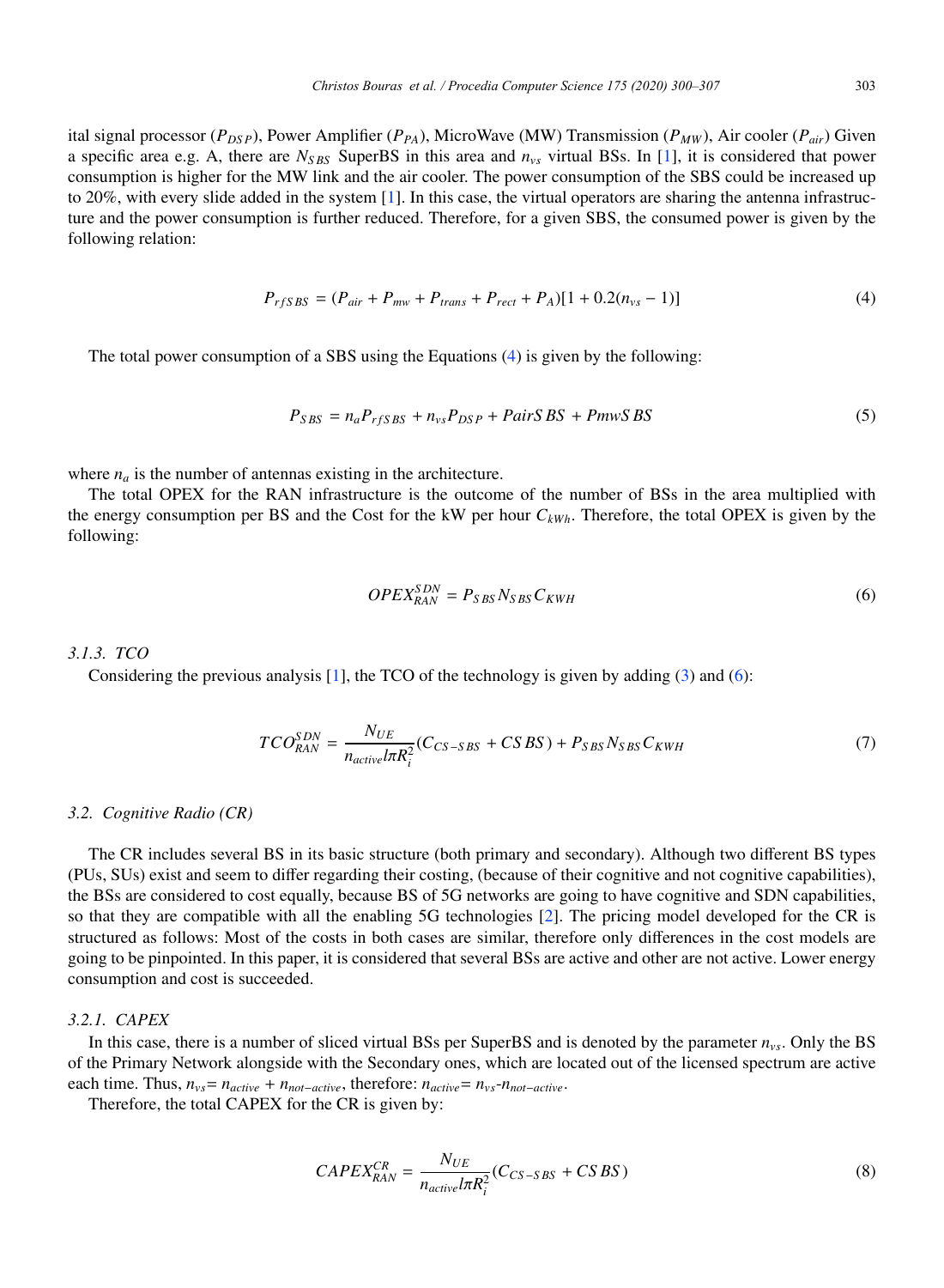ital signal processor ($P_{DSP}$), Power Amplifier ($P_{PA}$), MicroWave (MW) Transmission ($P_{MW}$), Air cooler ($P_{air}$) Given a specific area e.g. A, there are $N_{SBS}$ SuperBS in this area and $n_{vs}$ virtual BSs. In [1], it is considered that power consumption is higher for the MW link and the air cooler. The power consumption of the SBS could be increased up to 20%, with every slide added in the system [1]. In this case, the virtual operators are sharing the antenna infrastructure and the power consumption is further reduced. Therefore, for a given SBS, the consumed power is given by the following relation:

$$P_{rfSBS} = (P_{air} + P_{mw} + P_{trans} + P_{rect} + P_A)[1 + 0.2(n_{vs} - 1)] \tag{4}$$

The total power consumption of a SBS using the Equations (4) is given by the following:

$$P_{SBS} = n_a P_{rfSBS} + n_{vs} P_{DSP} + PairSBS + PmwSBS \tag{5}$$

where $n_a$ is the number of antennas existing in the architecture.

The total OPEX for the RAN infrastructure is the outcome of the number of BSs in the area multiplied with the energy consumption per BS and the Cost for the kW per hour $C_{kWh}$. Therefore, the total OPEX is given by the following:

$$OPEX_{RAN}^{SDN} = P_{SBS} N_{SBS} C_{KWH} \tag{6}$$

### *3.1.3. TCO*

Considering the previous analysis [1], the TCO of the technology is given by adding (3) and (6):

$$TCO_{RAN}^{SDN} = \frac{N_{UE}}{n_{active} l \pi R_i^2}(C_{CS-SBS} + CSBS) + P_{SBS} N_{SBS} C_{KWH} \tag{7}$$

## *3.2. Cognitive Radio (CR)*

The CR includes several BS in its basic structure (both primary and secondary). Although two different BS types (PUs, SUs) exist and seem to differ regarding their costing, (because of their cognitive and not cognitive capabilities), the BSs are considered to cost equally, because BS of 5G networks are going to have cognitive and SDN capabilities, so that they are compatible with all the enabling 5G technologies [2]. The pricing model developed for the CR is structured as follows: Most of the costs in both cases are similar, therefore only differences in the cost models are going to be pinpointed. In this paper, it is considered that several BSs are active and other are not active. Lower energy consumption and cost is succeeded.

### *3.2.1. CAPEX*

In this case, there is a number of sliced virtual BSs per SuperBS and is denoted by the parameter $n_{vs}$. Only the BS of the Primary Network alongside with the Secondary ones, which are located out of the licensed spectrum are active each time. Thus, $n_{vs} = n_{active} + n_{not-active}$, therefore: $n_{active} = n_{vs} - n_{not-active}$.

Therefore, the total CAPEX for the CR is given by:

$$CAPEX_{RAN}^{CR} = \frac{N_{UE}}{n_{active} l \pi R_i^2}(C_{CS-SBS} + CSBS) \tag{8}$$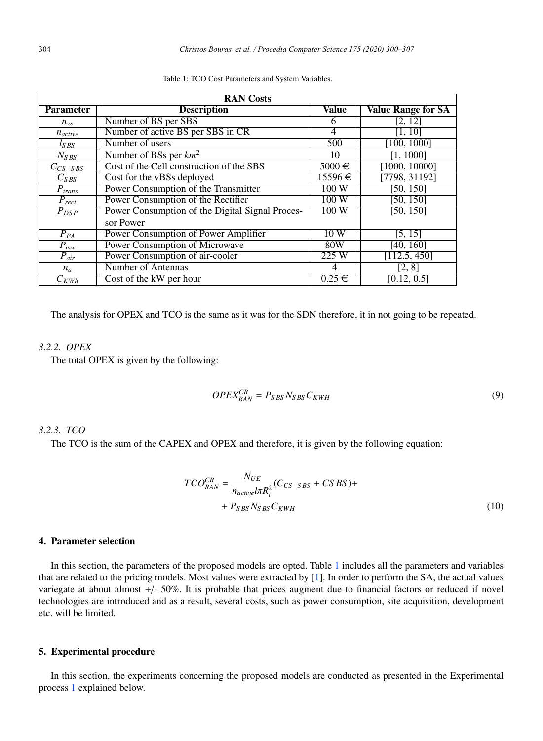Table 1: TCO Cost Parameters and System Variables.

| RAN Costs | | | |
|---|---|---|---|
| **Parameter** | **Description** | **Value** | **Value Range for SA** |
| $n_{vs}$ | Number of BS per SBS | 6 | [2, 12] |
| $n_{active}$ | Number of active BS per SBS in CR | 4 | [1, 10] |
| $l_{SBS}$ | Number of users | 500 | [100, 1000] |
| $N_{SBS}$ | Number of BSs per $km^2$ | 10 | [1, 1000] |
| $C_{CS-SBS}$ | Cost of the Cell construction of the SBS | 5000 € | [1000, 10000] |
| $C_{SBS}$ | Cost for the vBSs deployed | 15596 € | [7798, 31192] |
| $P_{trans}$ | Power Consumption of the Transmitter | 100 W | [50, 150] |
| $P_{rect}$ | Power Consumption of the Rectifier | 100 W | [50, 150] |
| $P_{DSP}$ | Power Consumption of the Digital Signal Processor Power | 100 W | [50, 150] |
| $P_{PA}$ | Power Consumption of Power Amplifier | 10 W | [5, 15] |
| $P_{mw}$ | Power Consumption of Microwave | 80W | [40, 160] |
| $P_{air}$ | Power Consumption of air-cooler | 225 W | [112.5, 450] |
| $n_a$ | Number of Antennas | 4 | [2, 8] |
| $C_{KWh}$ | Cost of the kW per hour | 0.25 € | [0.12, 0.5] |

The analysis for OPEX and TCO is the same as it was for the SDN therefore, it in not going to be repeated.

#### 3.2.2. OPEX

The total OPEX is given by the following:

$$OPEX_{RAN}^{CR} = P_{SBS} N_{SBS} C_{KWH} \tag{9}$$

#### 3.2.3. TCO

The TCO is the sum of the CAPEX and OPEX and therefore, it is given by the following equation:

$$\begin{aligned} TCO_{RAN}^{CR} = \frac{N_{UE}}{n_{active} l \pi R_i^2} (C_{CS-SBS} + CSBS) + \\ + P_{SBS} N_{SBS} C_{KWH} \end{aligned} \tag{10}$$

## 4. Parameter selection

In this section, the parameters of the proposed models are opted. Table 1 includes all the parameters and variables that are related to the pricing models. Most values were extracted by [1]. In order to perform the SA, the actual values variegate at about almost +/- 50%. It is probable that prices augment due to financial factors or reduced if novel technologies are introduced and as a result, several costs, such as power consumption, site acquisition, development etc. will be limited.

## 5. Experimental procedure

In this section, the experiments concerning the proposed models are conducted as presented in the Experimental process 1 explained below.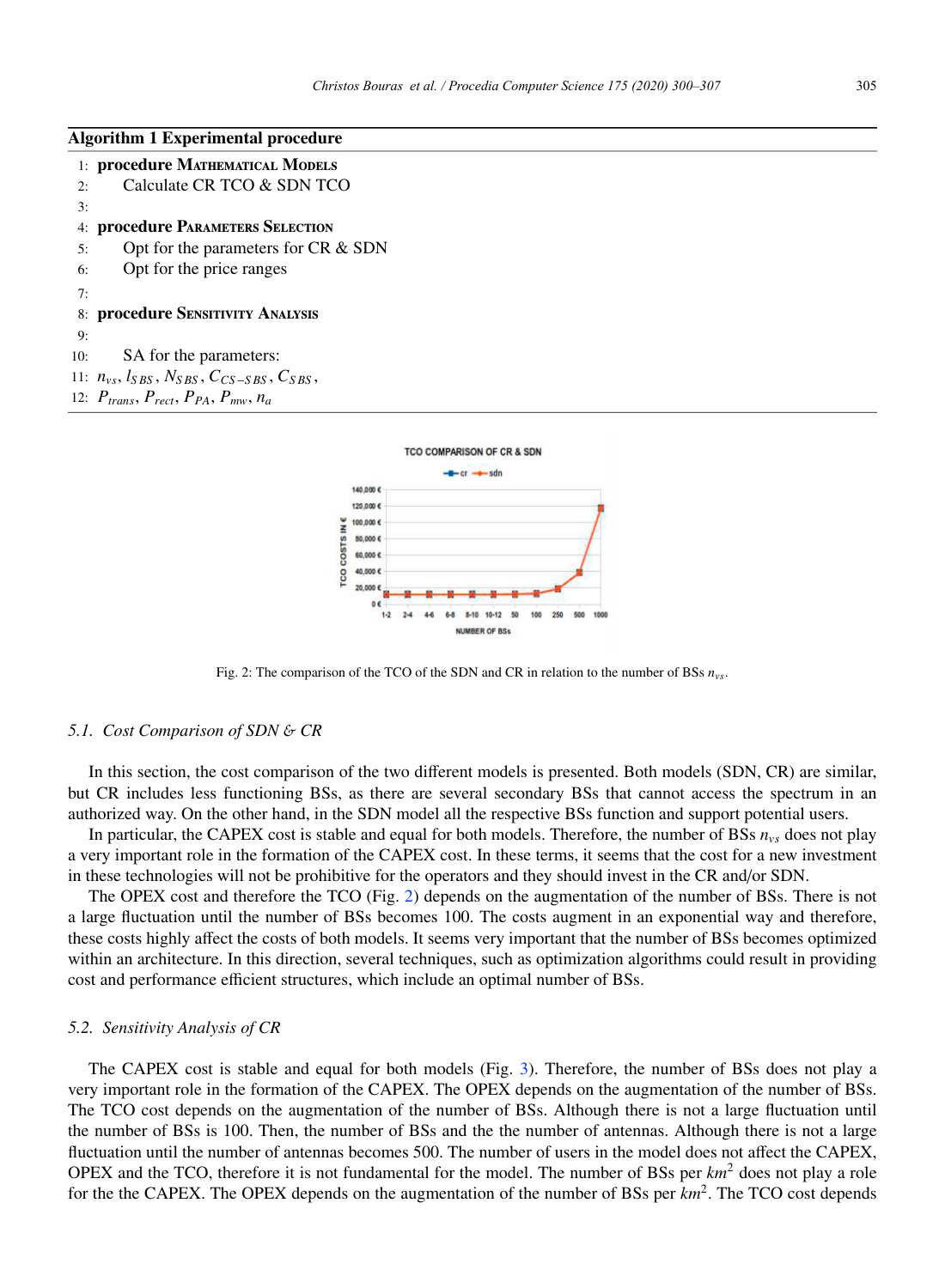**Algorithm 1** Experimental procedure

1: **procedure** MATHEMATICAL MODELS
2: Calculate CR TCO & SDN TCO
3:
4: **procedure** PARAMETERS SELECTION
5: Opt for the parameters for CR & SDN
6: Opt for the price ranges
7:
8: **procedure** SENSITIVITY ANALYSIS
9:
10: SA for the parameters:
11: $n_{vs}$, $l_{SBS}$, $N_{SBS}$, $C_{CS-SBS}$, $C_{SBS}$,
12: $P_{trans}$, $P_{rect}$, $P_{PA}$, $P_{mw}$, $n_a$

Fig. 2: The comparison of the TCO of the SDN and CR in relation to the number of BSs $n_{vs}$.

### 5.1. *Cost Comparison of SDN & CR*

In this section, the cost comparison of the two different models is presented. Both models (SDN, CR) are similar, but CR includes less functioning BSs, as there are several secondary BSs that cannot access the spectrum in an authorized way. On the other hand, in the SDN model all the respective BSs function and support potential users.

In particular, the CAPEX cost is stable and equal for both models. Therefore, the number of BSs $n_{vs}$ does not play a very important role in the formation of the CAPEX cost. In these terms, it seems that the cost for a new investment in these technologies will not be prohibitive for the operators and they should invest in the CR and/or SDN.

The OPEX cost and therefore the TCO (Fig. 2) depends on the augmentation of the number of BSs. There is not a large fluctuation until the number of BSs becomes 100. The costs augment in an exponential way and therefore, these costs highly affect the costs of both models. It seems very important that the number of BSs becomes optimized within an architecture. In this direction, several techniques, such as optimization algorithms could result in providing cost and performance efficient structures, which include an optimal number of BSs.

### 5.2. *Sensitivity Analysis of CR*

The CAPEX cost is stable and equal for both models (Fig. 3). Therefore, the number of BSs does not play a very important role in the formation of the CAPEX. The OPEX depends on the augmentation of the number of BSs. The TCO cost depends on the augmentation of the number of BSs. Although there is not a large fluctuation until the number of BSs is 100. Then, the number of BSs and the the number of antennas. Although there is not a large fluctuation until the number of antennas becomes 500. The number of users in the model does not affect the CAPEX, OPEX and the TCO, therefore it is not fundamental for the model. The number of BSs per $km^2$ does not play a role for the the CAPEX. The OPEX depends on the augmentation of the number of BSs per $km^2$. The TCO cost depends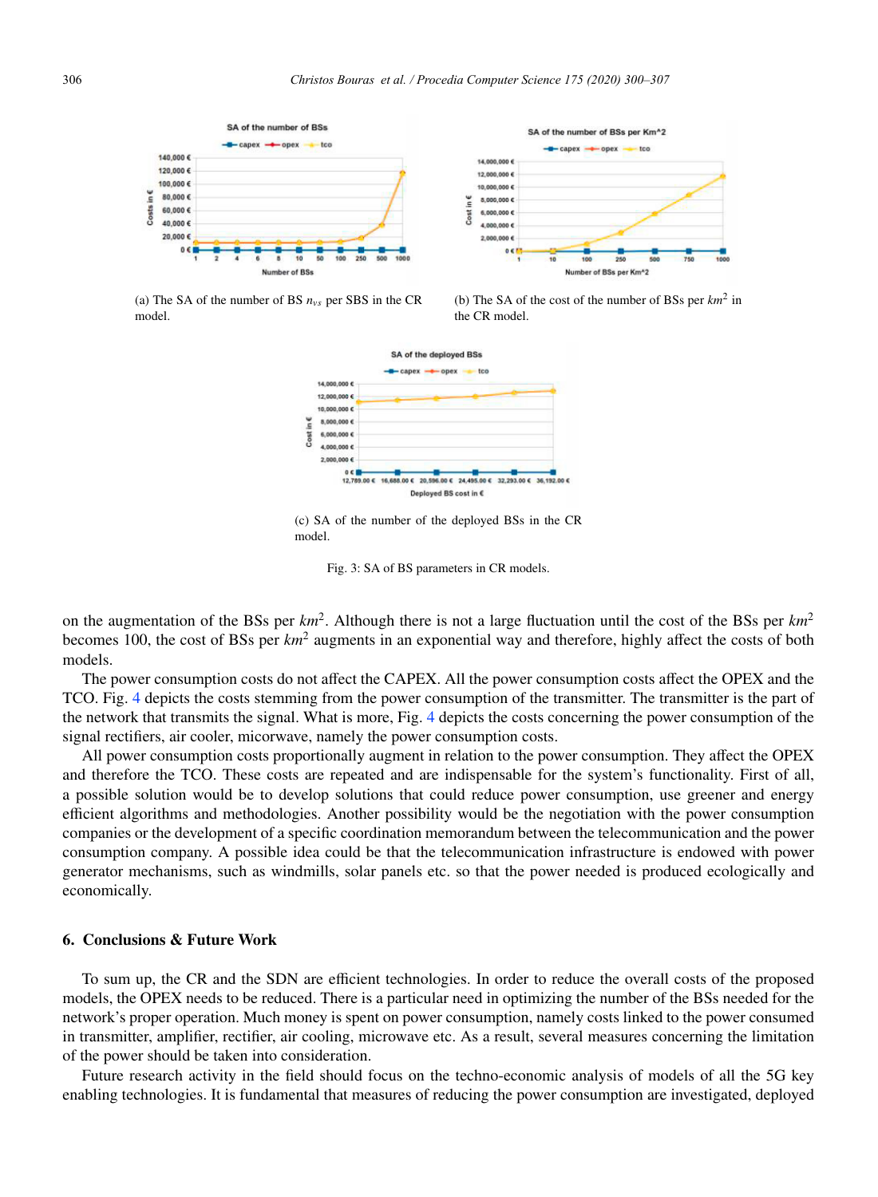(a) The SA of the number of BS $n_{vs}$ per SBS in the CR model.

(b) The SA of the cost of the number of BSs per $km^2$ in the CR model.

(c) SA of the number of the deployed BSs in the CR model.

Fig. 3: SA of BS parameters in CR models.

on the augmentation of the BSs per $km^2$. Although there is not a large fluctuation until the cost of the BSs per $km^2$ becomes 100, the cost of BSs per $km^2$ augments in an exponential way and therefore, highly affect the costs of both models.

The power consumption costs do not affect the CAPEX. All the power consumption costs affect the OPEX and the TCO. Fig. 4 depicts the costs stemming from the power consumption of the transmitter. The transmitter is the part of the network that transmits the signal. What is more, Fig. 4 depicts the costs concerning the power consumption of the signal rectifiers, air cooler, micorwave, namely the power consumption costs.

All power consumption costs proportionally augment in relation to the power consumption. They affect the OPEX and therefore the TCO. These costs are repeated and are indispensable for the system's functionality. First of all, a possible solution would be to develop solutions that could reduce power consumption, use greener and energy efficient algorithms and methodologies. Another possibility would be the negotiation with the power consumption companies or the development of a specific coordination memorandum between the telecommunication and the power consumption company. A possible idea could be that the telecommunication infrastructure is endowed with power generator mechanisms, such as windmills, solar panels etc. so that the power needed is produced ecologically and economically.

## 6. Conclusions & Future Work

To sum up, the CR and the SDN are efficient technologies. In order to reduce the overall costs of the proposed models, the OPEX needs to be reduced. There is a particular need in optimizing the number of the BSs needed for the network's proper operation. Much money is spent on power consumption, namely costs linked to the power consumed in transmitter, amplifier, rectifier, air cooling, microwave etc. As a result, several measures concerning the limitation of the power should be taken into consideration.

Future research activity in the field should focus on the techno-economic analysis of models of all the 5G key enabling technologies. It is fundamental that measures of reducing the power consumption are investigated, deployed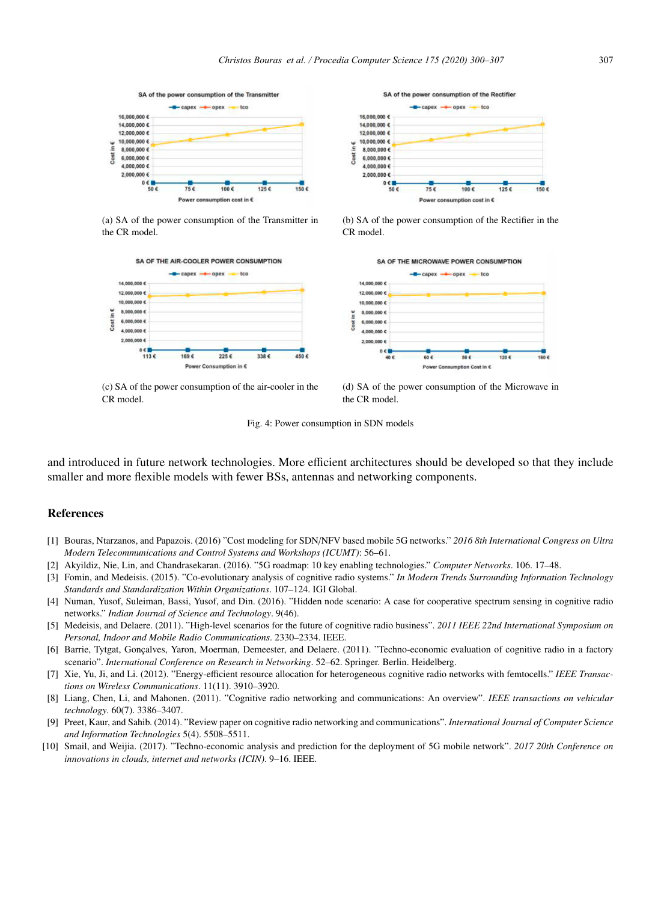SA of the power consumption of the Transmitter

capex opex tco

16,000,000 €
14,000,000 €
12,000,000 €
10,000,000 €
8,000,000 €
6,000,000 €
4,000,000 €
2,000,000 €
0 €

Cost in €

50 € 75 € 100 € 125 € 150 €

Power consumption cost in €

(a) SA of the power consumption of the Transmitter in the CR model.

SA of the power consumption of the Rectifier

capex opex tco

16,000,000 €
14,000,000 €
12,000,000 €
10,000,000 €
8,000,000 €
6,000,000 €
4,000,000 €
2,000,000 €
0 €

Cost in €

50 € 75 € 100 € 125 € 150 €

Power consumption cost in €

(b) SA of the power consumption of the Rectifier in the CR model.

SA OF THE AIR-COOLER POWER CONSUMPTION

capex opex tco

14,000,000 €
12,000,000 €
10,000,000 €
8,000,000 €
6,000,000 €
4,000,000 €
2,000,000 €
0 €

Cost in €

113 € 169 € 225 € 338 € 450 €

Power Consumption in €

(c) SA of the power consumption of the air-cooler in the CR model.

SA OF THE MICROWAVE POWER CONSUMPTION

capex opex tco

14,000,000 €
12,000,000 €
10,000,000 €
8,000,000 €
6,000,000 €
4,000,000 €
2,000,000 €
0 €

Cost in €

40 € 60 € 80 € 120 € 160 €

Power Consumption Cost in €

(d) SA of the power consumption of the Microwave in the CR model.

Fig. 4: Power consumption in SDN models

and introduced in future network technologies. More efficient architectures should be developed so that they include smaller and more flexible models with fewer BSs, antennas and networking components.

## References

[1] Bouras, Ntarzanos, and Papazois. (2016) "Cost modeling for SDN/NFV based mobile 5G networks." *2016 8th International Congress on Ultra Modern Telecommunications and Control Systems and Workshops (ICUMT)*: 56–61.

[2] Akyildiz, Nie, Lin, and Chandrasekaran. (2016). "5G roadmap: 10 key enabling technologies." *Computer Networks*. 106. 17–48.

[3] Fomin, and Medeisis. (2015). "Co-evolutionary analysis of cognitive radio systems." *In Modern Trends Surrounding Information Technology Standards and Standardization Within Organizations*. 107–124. IGI Global.

[4] Numan, Yusof, Suleiman, Bassi, Yusof, and Din. (2016). "Hidden node scenario: A case for cooperative spectrum sensing in cognitive radio networks." *Indian Journal of Science and Technology*. 9(46).

[5] Medeisis, and Delaere. (2011). "High-level scenarios for the future of cognitive radio business". *2011 IEEE 22nd International Symposium on Personal, Indoor and Mobile Radio Communications*. 2330–2334. IEEE.

[6] Barrie, Tytgat, Gonçalves, Yaron, Moerman, Demeester, and Delaere. (2011). "Techno-economic evaluation of cognitive radio in a factory scenario". *International Conference on Research in Networking*. 52–62. Springer. Berlin. Heidelberg.

[7] Xie, Yu, Ji, and Li. (2012). "Energy-efficient resource allocation for heterogeneous cognitive radio networks with femtocells." *IEEE Transactions on Wireless Communications*. 11(11). 3910–3920.

[8] Liang, Chen, Li, and Mahonen. (2011). "Cognitive radio networking and communications: An overview". *IEEE transactions on vehicular technology*. 60(7). 3386–3407.

[9] Preet, Kaur, and Sahib. (2014). "Review paper on cognitive radio networking and communications". *International Journal of Computer Science and Information Technologies* 5(4). 5508–5511.

[10] Smail, and Weijia. (2017). "Techno-economic analysis and prediction for the deployment of 5G mobile network". *2017 20th Conference on innovations in clouds, internet and networks (ICIN)*. 9–16. IEEE.